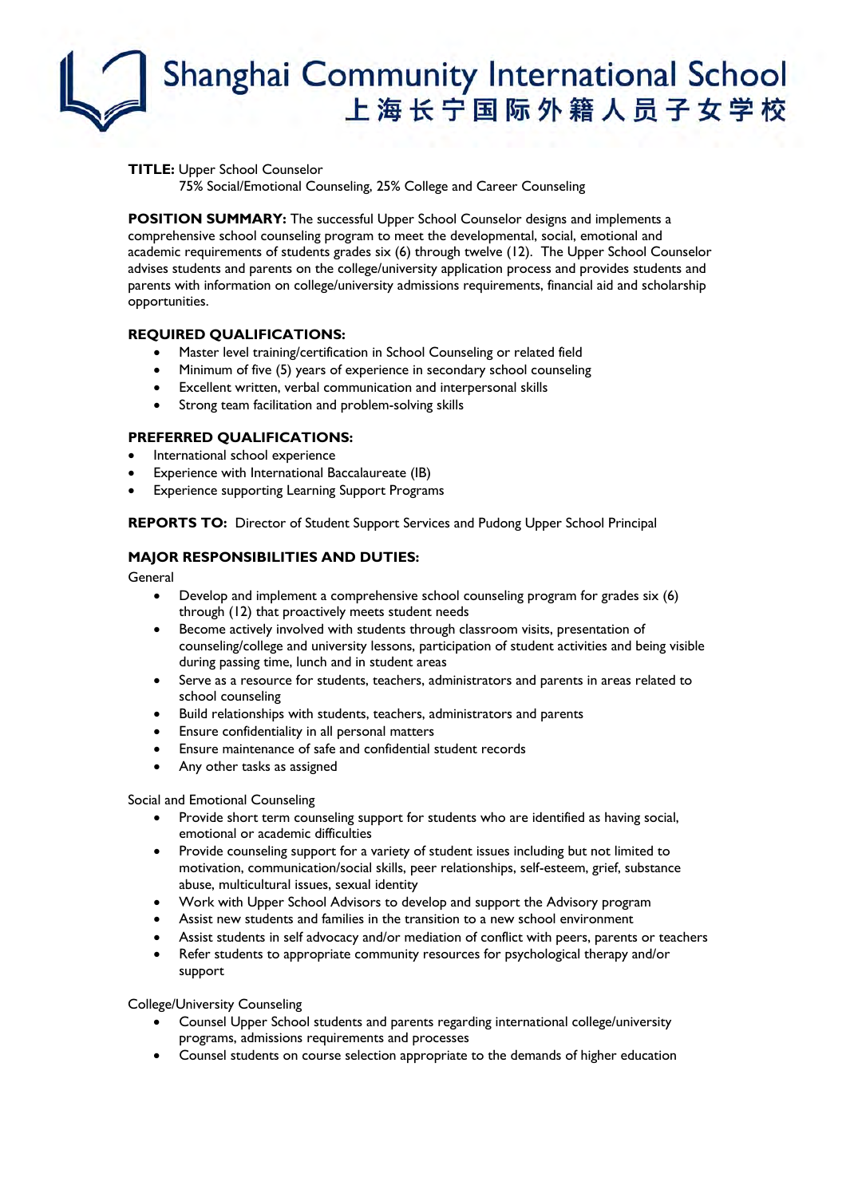# Shanghai Community International School
# 上海长宁国际外籍人员子女学校

**TITLE:** Upper School Counselor
75% Social/Emotional Counseling, 25% College and Career Counseling

**POSITION SUMMARY:** The successful Upper School Counselor designs and implements a comprehensive school counseling program to meet the developmental, social, emotional and academic requirements of students grades six (6) through twelve (12). The Upper School Counselor advises students and parents on the college/university application process and provides students and parents with information on college/university admissions requirements, financial aid and scholarship opportunities.

**REQUIRED QUALIFICATIONS:**

- Master level training/certification in School Counseling or related field
- Minimum of five (5) years of experience in secondary school counseling
- Excellent written, verbal communication and interpersonal skills
- Strong team facilitation and problem-solving skills

**PREFERRED QUALIFICATIONS:**

- International school experience
- Experience with International Baccalaureate (IB)
- Experience supporting Learning Support Programs

**REPORTS TO:** Director of Student Support Services and Pudong Upper School Principal

**MAJOR RESPONSIBILITIES AND DUTIES:**

General

- Develop and implement a comprehensive school counseling program for grades six (6) through (12) that proactively meets student needs
- Become actively involved with students through classroom visits, presentation of counseling/college and university lessons, participation of student activities and being visible during passing time, lunch and in student areas
- Serve as a resource for students, teachers, administrators and parents in areas related to school counseling
- Build relationships with students, teachers, administrators and parents
- Ensure confidentiality in all personal matters
- Ensure maintenance of safe and confidential student records
- Any other tasks as assigned

Social and Emotional Counseling

- Provide short term counseling support for students who are identified as having social, emotional or academic difficulties
- Provide counseling support for a variety of student issues including but not limited to motivation, communication/social skills, peer relationships, self-esteem, grief, substance abuse, multicultural issues, sexual identity
- Work with Upper School Advisors to develop and support the Advisory program
- Assist new students and families in the transition to a new school environment
- Assist students in self advocacy and/or mediation of conflict with peers, parents or teachers
- Refer students to appropriate community resources for psychological therapy and/or support

College/University Counseling

- Counsel Upper School students and parents regarding international college/university programs, admissions requirements and processes
- Counsel students on course selection appropriate to the demands of higher education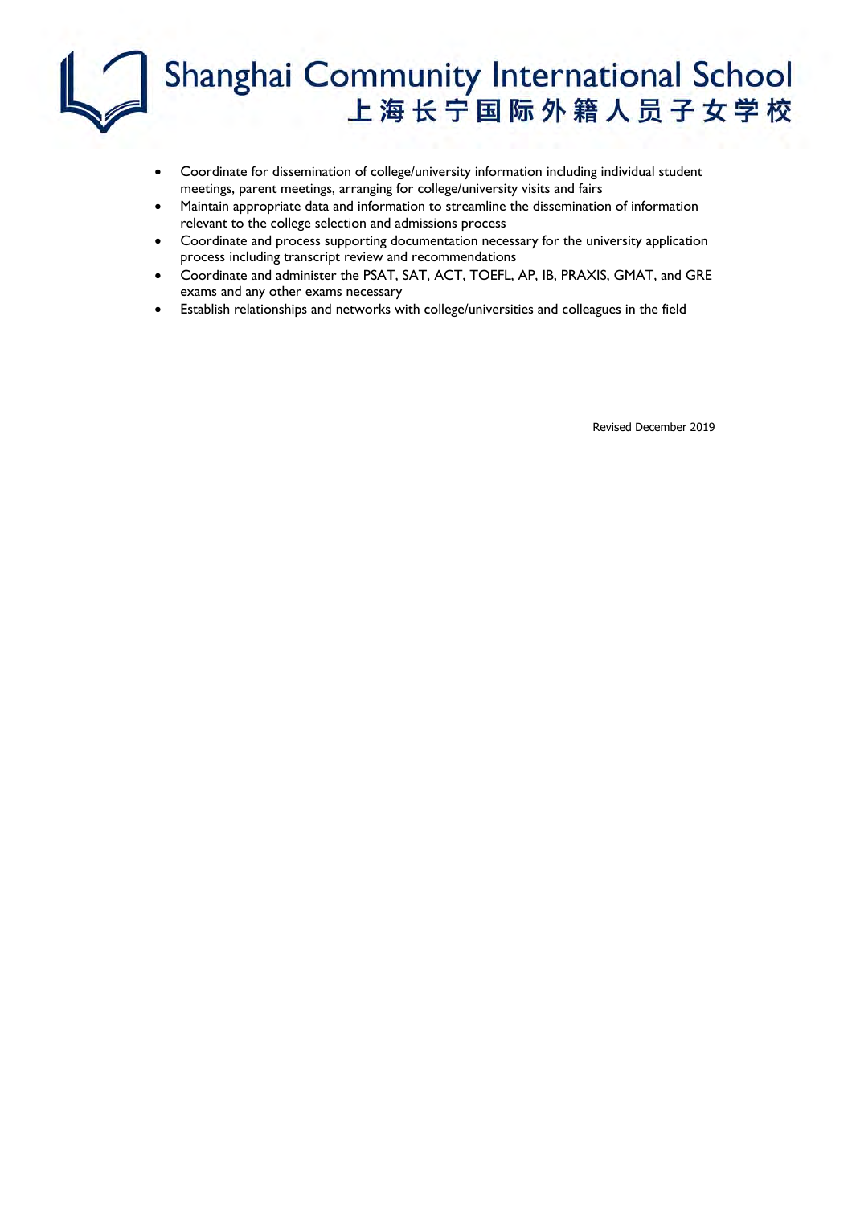- Coordinate for dissemination of college/university information including individual student meetings, parent meetings, arranging for college/university visits and fairs
- Maintain appropriate data and information to streamline the dissemination of information relevant to the college selection and admissions process
- Coordinate and process supporting documentation necessary for the university application process including transcript review and recommendations
- Coordinate and administer the PSAT, SAT, ACT, TOEFL, AP, IB, PRAXIS, GMAT, and GRE exams and any other exams necessary
- Establish relationships and networks with college/universities and colleagues in the field

Revised December 2019